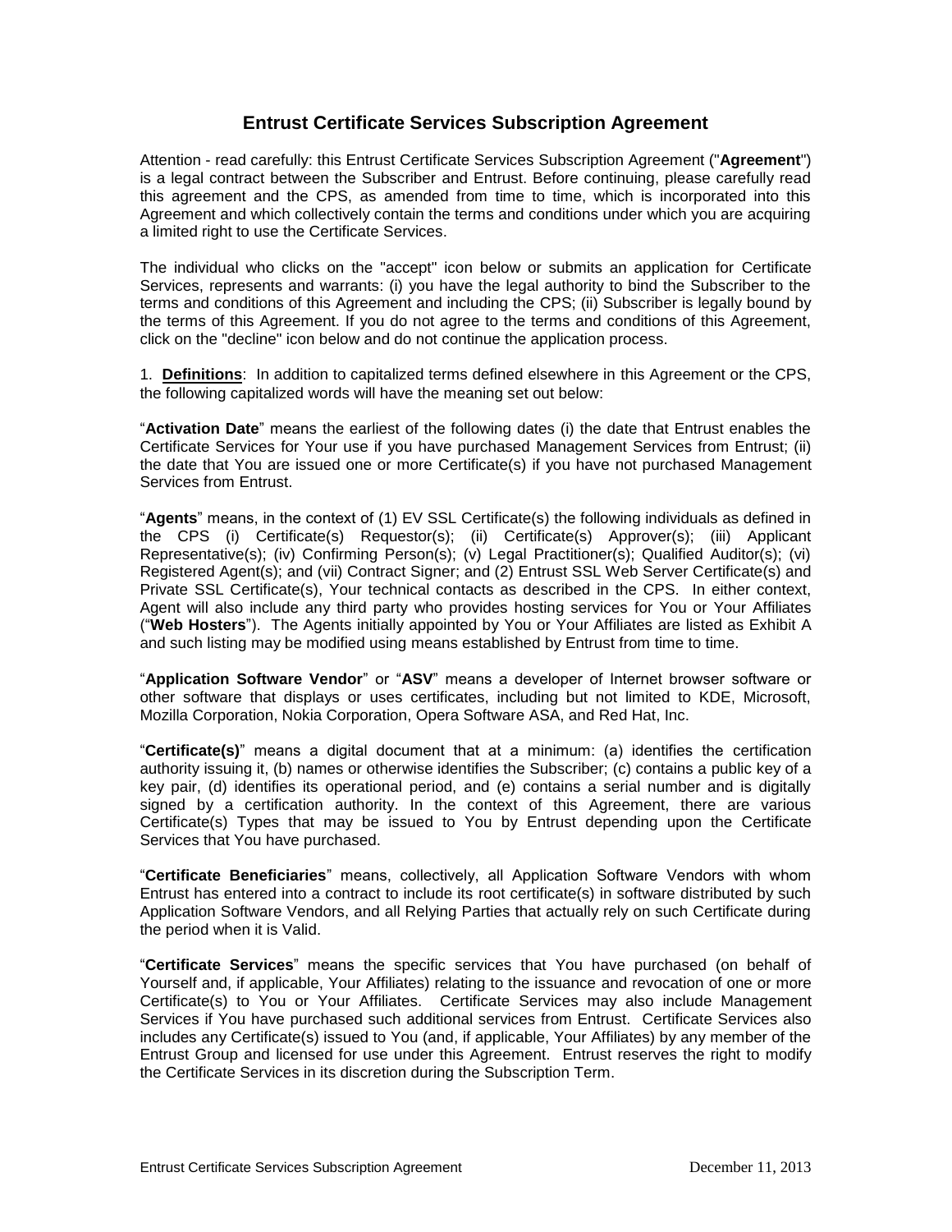# Entrust Certificate Services Subscription Agreement

Attention - read carefully: this Entrust Certificate Services Subscription Agreement ("**Agreement**") is a legal contract between the Subscriber and Entrust. Before continuing, please carefully read this agreement and the CPS, as amended from time to time, which is incorporated into this Agreement and which collectively contain the terms and conditions under which you are acquiring a limited right to use the Certificate Services.

The individual who clicks on the "accept" icon below or submits an application for Certificate Services, represents and warrants: (i) you have the legal authority to bind the Subscriber to the terms and conditions of this Agreement and including the CPS; (ii) Subscriber is legally bound by the terms of this Agreement. If you do not agree to the terms and conditions of this Agreement, click on the "decline" icon below and do not continue the application process.

1. **Definitions**: In addition to capitalized terms defined elsewhere in this Agreement or the CPS, the following capitalized words will have the meaning set out below:

"**Activation Date**" means the earliest of the following dates (i) the date that Entrust enables the Certificate Services for Your use if you have purchased Management Services from Entrust; (ii) the date that You are issued one or more Certificate(s) if you have not purchased Management Services from Entrust.

"**Agents**" means, in the context of (1) EV SSL Certificate(s) the following individuals as defined in the CPS (i) Certificate(s) Requestor(s); (ii) Certificate(s) Approver(s); (iii) Applicant Representative(s); (iv) Confirming Person(s); (v) Legal Practitioner(s); Qualified Auditor(s); (vi) Registered Agent(s); and (vii) Contract Signer; and (2) Entrust SSL Web Server Certificate(s) and Private SSL Certificate(s), Your technical contacts as described in the CPS. In either context, Agent will also include any third party who provides hosting services for You or Your Affiliates ("**Web Hosters**"). The Agents initially appointed by You or Your Affiliates are listed as Exhibit A and such listing may be modified using means established by Entrust from time to time.

"**Application Software Vendor**" or "**ASV**" means a developer of Internet browser software or other software that displays or uses certificates, including but not limited to KDE, Microsoft, Mozilla Corporation, Nokia Corporation, Opera Software ASA, and Red Hat, Inc.

"**Certificate(s)**" means a digital document that at a minimum: (a) identifies the certification authority issuing it, (b) names or otherwise identifies the Subscriber; (c) contains a public key of a key pair, (d) identifies its operational period, and (e) contains a serial number and is digitally signed by a certification authority. In the context of this Agreement, there are various Certificate(s) Types that may be issued to You by Entrust depending upon the Certificate Services that You have purchased.

"**Certificate Beneficiaries**" means, collectively, all Application Software Vendors with whom Entrust has entered into a contract to include its root certificate(s) in software distributed by such Application Software Vendors, and all Relying Parties that actually rely on such Certificate during the period when it is Valid.

"**Certificate Services**" means the specific services that You have purchased (on behalf of Yourself and, if applicable, Your Affiliates) relating to the issuance and revocation of one or more Certificate(s) to You or Your Affiliates. Certificate Services may also include Management Services if You have purchased such additional services from Entrust. Certificate Services also includes any Certificate(s) issued to You (and, if applicable, Your Affiliates) by any member of the Entrust Group and licensed for use under this Agreement. Entrust reserves the right to modify the Certificate Services in its discretion during the Subscription Term.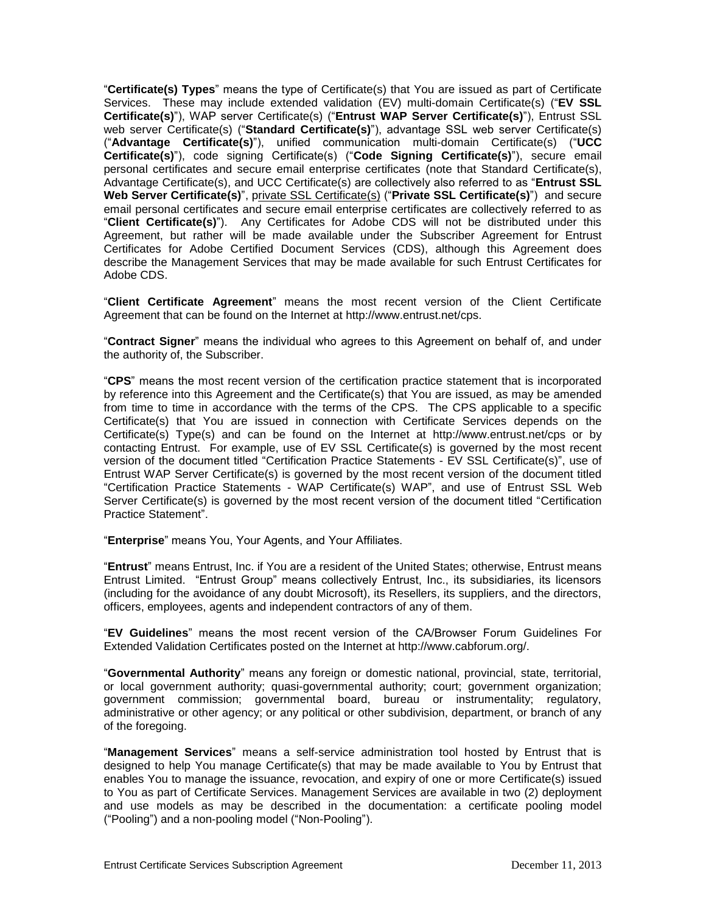"**Certificate(s) Types**" means the type of Certificate(s) that You are issued as part of Certificate Services. These may include extended validation (EV) multi-domain Certificate(s) ("**EV SSL Certificate(s)**"), WAP server Certificate(s) ("**Entrust WAP Server Certificate(s)**"), Entrust SSL web server Certificate(s) ("**Standard Certificate(s)**"), advantage SSL web server Certificate(s) ("**Advantage Certificate(s)**"), unified communication multi-domain Certificate(s) ("**UCC Certificate(s)**"), code signing Certificate(s) ("**Code Signing Certificate(s)**"), secure email personal certificates and secure email enterprise certificates (note that Standard Certificate(s), Advantage Certificate(s), and UCC Certificate(s) are collectively also referred to as "**Entrust SSL Web Server Certificate(s)**", private SSL Certificate(s) ("**Private SSL Certificate(s)**") and secure email personal certificates and secure email enterprise certificates are collectively referred to as "**Client Certificate(s)**"). Any Certificates for Adobe CDS will not be distributed under this Agreement, but rather will be made available under the Subscriber Agreement for Entrust Certificates for Adobe Certified Document Services (CDS), although this Agreement does describe the Management Services that may be made available for such Entrust Certificates for Adobe CDS.

"**Client Certificate Agreement**" means the most recent version of the Client Certificate Agreement that can be found on the Internet at http://www.entrust.net/cps.

"**Contract Signer**" means the individual who agrees to this Agreement on behalf of, and under the authority of, the Subscriber.

"**CPS**" means the most recent version of the certification practice statement that is incorporated by reference into this Agreement and the Certificate(s) that You are issued, as may be amended from time to time in accordance with the terms of the CPS. The CPS applicable to a specific Certificate(s) that You are issued in connection with Certificate Services depends on the Certificate(s) Type(s) and can be found on the Internet at http://www.entrust.net/cps or by contacting Entrust. For example, use of EV SSL Certificate(s) is governed by the most recent version of the document titled "Certification Practice Statements - EV SSL Certificate(s)", use of Entrust WAP Server Certificate(s) is governed by the most recent version of the document titled "Certification Practice Statements - WAP Certificate(s) WAP", and use of Entrust SSL Web Server Certificate(s) is governed by the most recent version of the document titled "Certification Practice Statement".

"**Enterprise**" means You, Your Agents, and Your Affiliates.

"**Entrust**" means Entrust, Inc. if You are a resident of the United States; otherwise, Entrust means Entrust Limited. "Entrust Group" means collectively Entrust, Inc., its subsidiaries, its licensors (including for the avoidance of any doubt Microsoft), its Resellers, its suppliers, and the directors, officers, employees, agents and independent contractors of any of them.

"**EV Guidelines**" means the most recent version of the CA/Browser Forum Guidelines For Extended Validation Certificates posted on the Internet at http://www.cabforum.org/.

"**Governmental Authority**" means any foreign or domestic national, provincial, state, territorial, or local government authority; quasi-governmental authority; court; government organization; government commission; governmental board, bureau or instrumentality; regulatory, administrative or other agency; or any political or other subdivision, department, or branch of any of the foregoing.

"**Management Services**" means a self-service administration tool hosted by Entrust that is designed to help You manage Certificate(s) that may be made available to You by Entrust that enables You to manage the issuance, revocation, and expiry of one or more Certificate(s) issued to You as part of Certificate Services. Management Services are available in two (2) deployment and use models as may be described in the documentation: a certificate pooling model ("Pooling") and a non-pooling model ("Non-Pooling").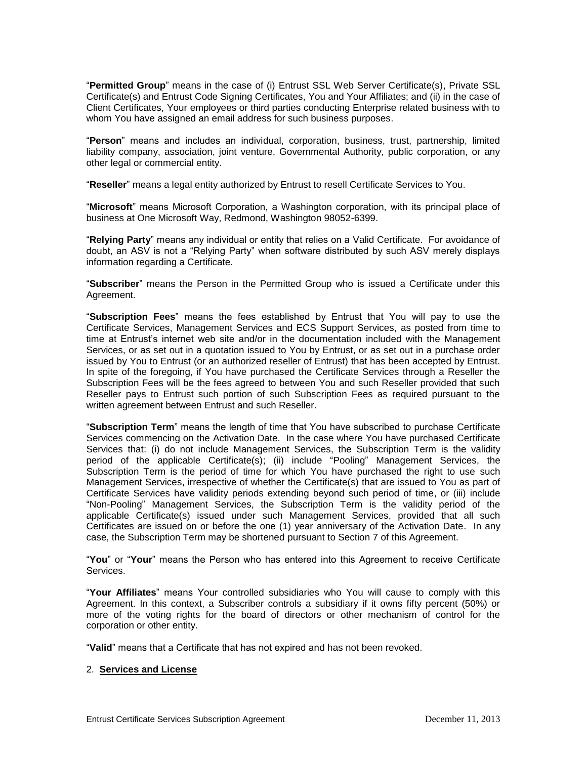"**Permitted Group**" means in the case of (i) Entrust SSL Web Server Certificate(s), Private SSL Certificate(s) and Entrust Code Signing Certificates, You and Your Affiliates; and (ii) in the case of Client Certificates, Your employees or third parties conducting Enterprise related business with to whom You have assigned an email address for such business purposes.

"**Person**" means and includes an individual, corporation, business, trust, partnership, limited liability company, association, joint venture, Governmental Authority, public corporation, or any other legal or commercial entity.

"**Reseller**" means a legal entity authorized by Entrust to resell Certificate Services to You.

"**Microsoft**" means Microsoft Corporation, a Washington corporation, with its principal place of business at One Microsoft Way, Redmond, Washington 98052-6399.

"**Relying Party**" means any individual or entity that relies on a Valid Certificate. For avoidance of doubt, an ASV is not a "Relying Party" when software distributed by such ASV merely displays information regarding a Certificate.

"**Subscriber**" means the Person in the Permitted Group who is issued a Certificate under this Agreement.

"**Subscription Fees**" means the fees established by Entrust that You will pay to use the Certificate Services, Management Services and ECS Support Services, as posted from time to time at Entrust's internet web site and/or in the documentation included with the Management Services, or as set out in a quotation issued to You by Entrust, or as set out in a purchase order issued by You to Entrust (or an authorized reseller of Entrust) that has been accepted by Entrust. In spite of the foregoing, if You have purchased the Certificate Services through a Reseller the Subscription Fees will be the fees agreed to between You and such Reseller provided that such Reseller pays to Entrust such portion of such Subscription Fees as required pursuant to the written agreement between Entrust and such Reseller.

"**Subscription Term**" means the length of time that You have subscribed to purchase Certificate Services commencing on the Activation Date. In the case where You have purchased Certificate Services that: (i) do not include Management Services, the Subscription Term is the validity period of the applicable Certificate(s); (ii) include "Pooling" Management Services, the Subscription Term is the period of time for which You have purchased the right to use such Management Services, irrespective of whether the Certificate(s) that are issued to You as part of Certificate Services have validity periods extending beyond such period of time, or (iii) include "Non-Pooling" Management Services, the Subscription Term is the validity period of the applicable Certificate(s) issued under such Management Services, provided that all such Certificates are issued on or before the one (1) year anniversary of the Activation Date. In any case, the Subscription Term may be shortened pursuant to Section 7 of this Agreement.

"**You**" or "**Your**" means the Person who has entered into this Agreement to receive Certificate Services.

"**Your Affiliates**" means Your controlled subsidiaries who You will cause to comply with this Agreement. In this context, a Subscriber controls a subsidiary if it owns fifty percent (50%) or more of the voting rights for the board of directors or other mechanism of control for the corporation or other entity.

"**Valid**" means that a Certificate that has not expired and has not been revoked.

## 2. **Services and License**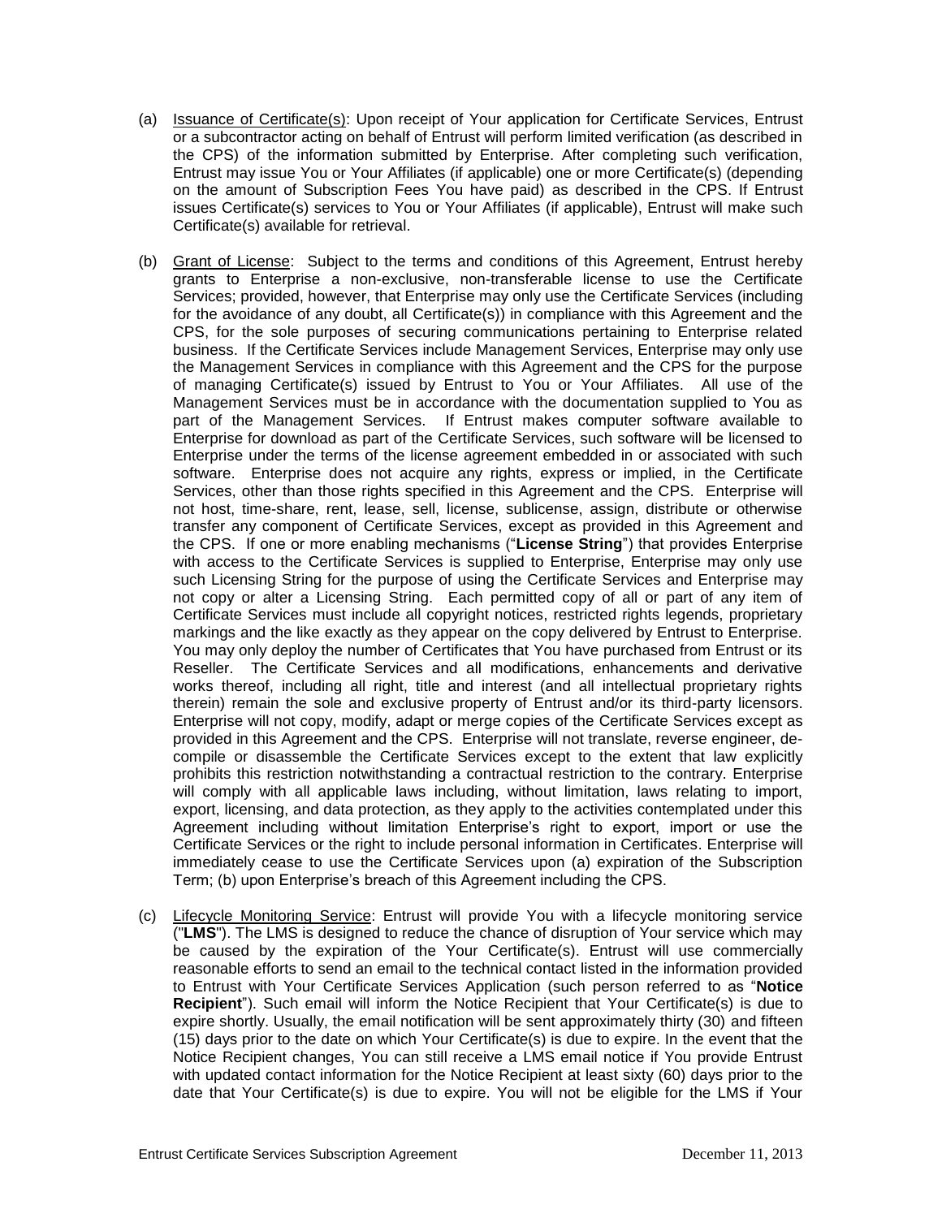(a) Issuance of Certificate(s): Upon receipt of Your application for Certificate Services, Entrust or a subcontractor acting on behalf of Entrust will perform limited verification (as described in the CPS) of the information submitted by Enterprise. After completing such verification, Entrust may issue You or Your Affiliates (if applicable) one or more Certificate(s) (depending on the amount of Subscription Fees You have paid) as described in the CPS. If Entrust issues Certificate(s) services to You or Your Affiliates (if applicable), Entrust will make such Certificate(s) available for retrieval.

(b) Grant of License: Subject to the terms and conditions of this Agreement, Entrust hereby grants to Enterprise a non-exclusive, non-transferable license to use the Certificate Services; provided, however, that Enterprise may only use the Certificate Services (including for the avoidance of any doubt, all Certificate(s)) in compliance with this Agreement and the CPS, for the sole purposes of securing communications pertaining to Enterprise related business. If the Certificate Services include Management Services, Enterprise may only use the Management Services in compliance with this Agreement and the CPS for the purpose of managing Certificate(s) issued by Entrust to You or Your Affiliates. All use of the Management Services must be in accordance with the documentation supplied to You as part of the Management Services. If Entrust makes computer software available to Enterprise for download as part of the Certificate Services, such software will be licensed to Enterprise under the terms of the license agreement embedded in or associated with such software. Enterprise does not acquire any rights, express or implied, in the Certificate Services, other than those rights specified in this Agreement and the CPS. Enterprise will not host, time-share, rent, lease, sell, license, sublicense, assign, distribute or otherwise transfer any component of Certificate Services, except as provided in this Agreement and the CPS. If one or more enabling mechanisms ("**License String**") that provides Enterprise with access to the Certificate Services is supplied to Enterprise, Enterprise may only use such Licensing String for the purpose of using the Certificate Services and Enterprise may not copy or alter a Licensing String. Each permitted copy of all or part of any item of Certificate Services must include all copyright notices, restricted rights legends, proprietary markings and the like exactly as they appear on the copy delivered by Entrust to Enterprise. You may only deploy the number of Certificates that You have purchased from Entrust or its Reseller. The Certificate Services and all modifications, enhancements and derivative works thereof, including all right, title and interest (and all intellectual proprietary rights therein) remain the sole and exclusive property of Entrust and/or its third-party licensors. Enterprise will not copy, modify, adapt or merge copies of the Certificate Services except as provided in this Agreement and the CPS. Enterprise will not translate, reverse engineer, de-compile or disassemble the Certificate Services except to the extent that law explicitly prohibits this restriction notwithstanding a contractual restriction to the contrary. Enterprise will comply with all applicable laws including, without limitation, laws relating to import, export, licensing, and data protection, as they apply to the activities contemplated under this Agreement including without limitation Enterprise's right to export, import or use the Certificate Services or the right to include personal information in Certificates. Enterprise will immediately cease to use the Certificate Services upon (a) expiration of the Subscription Term; (b) upon Enterprise's breach of this Agreement including the CPS.

(c) Lifecycle Monitoring Service: Entrust will provide You with a lifecycle monitoring service ("**LMS**"). The LMS is designed to reduce the chance of disruption of Your service which may be caused by the expiration of the Your Certificate(s). Entrust will use commercially reasonable efforts to send an email to the technical contact listed in the information provided to Entrust with Your Certificate Services Application (such person referred to as "**Notice Recipient**"). Such email will inform the Notice Recipient that Your Certificate(s) is due to expire shortly. Usually, the email notification will be sent approximately thirty (30) and fifteen (15) days prior to the date on which Your Certificate(s) is due to expire. In the event that the Notice Recipient changes, You can still receive a LMS email notice if You provide Entrust with updated contact information for the Notice Recipient at least sixty (60) days prior to the date that Your Certificate(s) is due to expire. You will not be eligible for the LMS if Your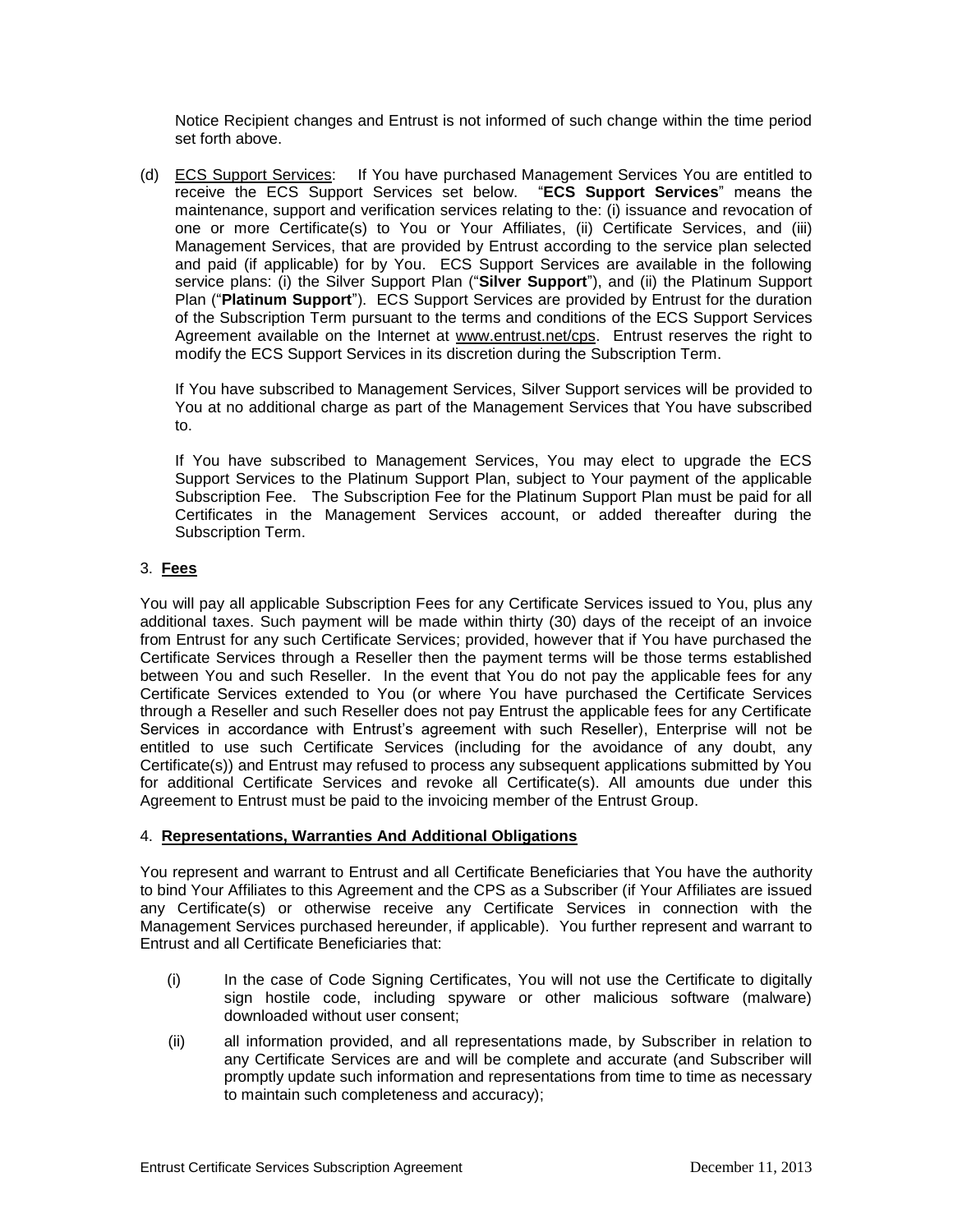Notice Recipient changes and Entrust is not informed of such change within the time period set forth above.

(d) ECS Support Services: If You have purchased Management Services You are entitled to receive the ECS Support Services set below. "**ECS Support Services**" means the maintenance, support and verification services relating to the: (i) issuance and revocation of one or more Certificate(s) to You or Your Affiliates, (ii) Certificate Services, and (iii) Management Services, that are provided by Entrust according to the service plan selected and paid (if applicable) for by You. ECS Support Services are available in the following service plans: (i) the Silver Support Plan ("**Silver Support**"), and (ii) the Platinum Support Plan ("**Platinum Support**"). ECS Support Services are provided by Entrust for the duration of the Subscription Term pursuant to the terms and conditions of the ECS Support Services Agreement available on the Internet at www.entrust.net/cps. Entrust reserves the right to modify the ECS Support Services in its discretion during the Subscription Term.

If You have subscribed to Management Services, Silver Support services will be provided to You at no additional charge as part of the Management Services that You have subscribed to.

If You have subscribed to Management Services, You may elect to upgrade the ECS Support Services to the Platinum Support Plan, subject to Your payment of the applicable Subscription Fee. The Subscription Fee for the Platinum Support Plan must be paid for all Certificates in the Management Services account, or added thereafter during the Subscription Term.

## 3. Fees

You will pay all applicable Subscription Fees for any Certificate Services issued to You, plus any additional taxes. Such payment will be made within thirty (30) days of the receipt of an invoice from Entrust for any such Certificate Services; provided, however that if You have purchased the Certificate Services through a Reseller then the payment terms will be those terms established between You and such Reseller. In the event that You do not pay the applicable fees for any Certificate Services extended to You (or where You have purchased the Certificate Services through a Reseller and such Reseller does not pay Entrust the applicable fees for any Certificate Services in accordance with Entrust's agreement with such Reseller), Enterprise will not be entitled to use such Certificate Services (including for the avoidance of any doubt, any Certificate(s)) and Entrust may refused to process any subsequent applications submitted by You for additional Certificate Services and revoke all Certificate(s). All amounts due under this Agreement to Entrust must be paid to the invoicing member of the Entrust Group.

## 4. Representations, Warranties And Additional Obligations

You represent and warrant to Entrust and all Certificate Beneficiaries that You have the authority to bind Your Affiliates to this Agreement and the CPS as a Subscriber (if Your Affiliates are issued any Certificate(s) or otherwise receive any Certificate Services in connection with the Management Services purchased hereunder, if applicable). You further represent and warrant to Entrust and all Certificate Beneficiaries that:

(i) In the case of Code Signing Certificates, You will not use the Certificate to digitally sign hostile code, including spyware or other malicious software (malware) downloaded without user consent;

(ii) all information provided, and all representations made, by Subscriber in relation to any Certificate Services are and will be complete and accurate (and Subscriber will promptly update such information and representations from time to time as necessary to maintain such completeness and accuracy);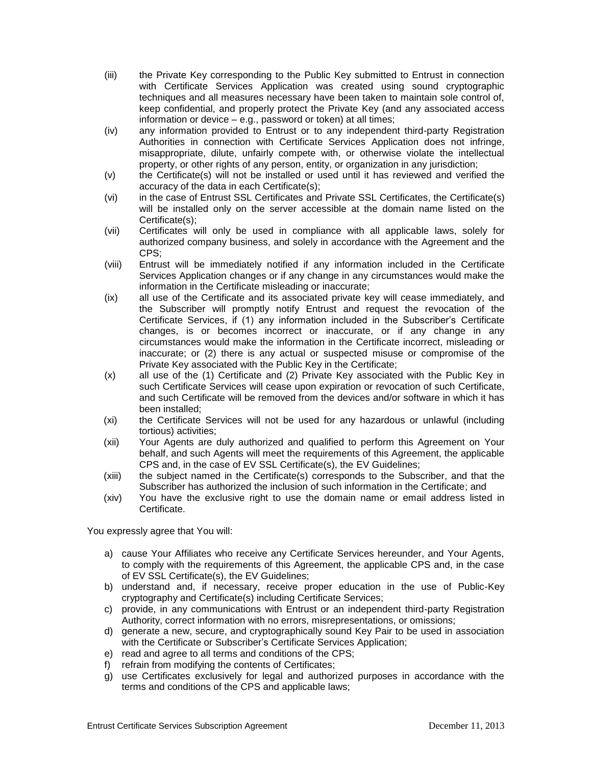(iii) the Private Key corresponding to the Public Key submitted to Entrust in connection with Certificate Services Application was created using sound cryptographic techniques and all measures necessary have been taken to maintain sole control of, keep confidential, and properly protect the Private Key (and any associated access information or device – e.g., password or token) at all times;

(iv) any information provided to Entrust or to any independent third-party Registration Authorities in connection with Certificate Services Application does not infringe, misappropriate, dilute, unfairly compete with, or otherwise violate the intellectual property, or other rights of any person, entity, or organization in any jurisdiction;

(v) the Certificate(s) will not be installed or used until it has reviewed and verified the accuracy of the data in each Certificate(s);

(vi) in the case of Entrust SSL Certificates and Private SSL Certificates, the Certificate(s) will be installed only on the server accessible at the domain name listed on the Certificate(s);

(vii) Certificates will only be used in compliance with all applicable laws, solely for authorized company business, and solely in accordance with the Agreement and the CPS;

(viii) Entrust will be immediately notified if any information included in the Certificate Services Application changes or if any change in any circumstances would make the information in the Certificate misleading or inaccurate;

(ix) all use of the Certificate and its associated private key will cease immediately, and the Subscriber will promptly notify Entrust and request the revocation of the Certificate Services, if (1) any information included in the Subscriber's Certificate changes, is or becomes incorrect or inaccurate, or if any change in any circumstances would make the information in the Certificate incorrect, misleading or inaccurate; or (2) there is any actual or suspected misuse or compromise of the Private Key associated with the Public Key in the Certificate;

(x) all use of the (1) Certificate and (2) Private Key associated with the Public Key in such Certificate Services will cease upon expiration or revocation of such Certificate, and such Certificate will be removed from the devices and/or software in which it has been installed;

(xi) the Certificate Services will not be used for any hazardous or unlawful (including tortious) activities;

(xii) Your Agents are duly authorized and qualified to perform this Agreement on Your behalf, and such Agents will meet the requirements of this Agreement, the applicable CPS and, in the case of EV SSL Certificate(s), the EV Guidelines;

(xiii) the subject named in the Certificate(s) corresponds to the Subscriber, and that the Subscriber has authorized the inclusion of such information in the Certificate; and

(xiv) You have the exclusive right to use the domain name or email address listed in Certificate.

You expressly agree that You will:

a) cause Your Affiliates who receive any Certificate Services hereunder, and Your Agents, to comply with the requirements of this Agreement, the applicable CPS and, in the case of EV SSL Certificate(s), the EV Guidelines;
b) understand and, if necessary, receive proper education in the use of Public-Key cryptography and Certificate(s) including Certificate Services;
c) provide, in any communications with Entrust or an independent third-party Registration Authority, correct information with no errors, misrepresentations, or omissions;
d) generate a new, secure, and cryptographically sound Key Pair to be used in association with the Certificate or Subscriber's Certificate Services Application;
e) read and agree to all terms and conditions of the CPS;
f) refrain from modifying the contents of Certificates;
g) use Certificates exclusively for legal and authorized purposes in accordance with the terms and conditions of the CPS and applicable laws;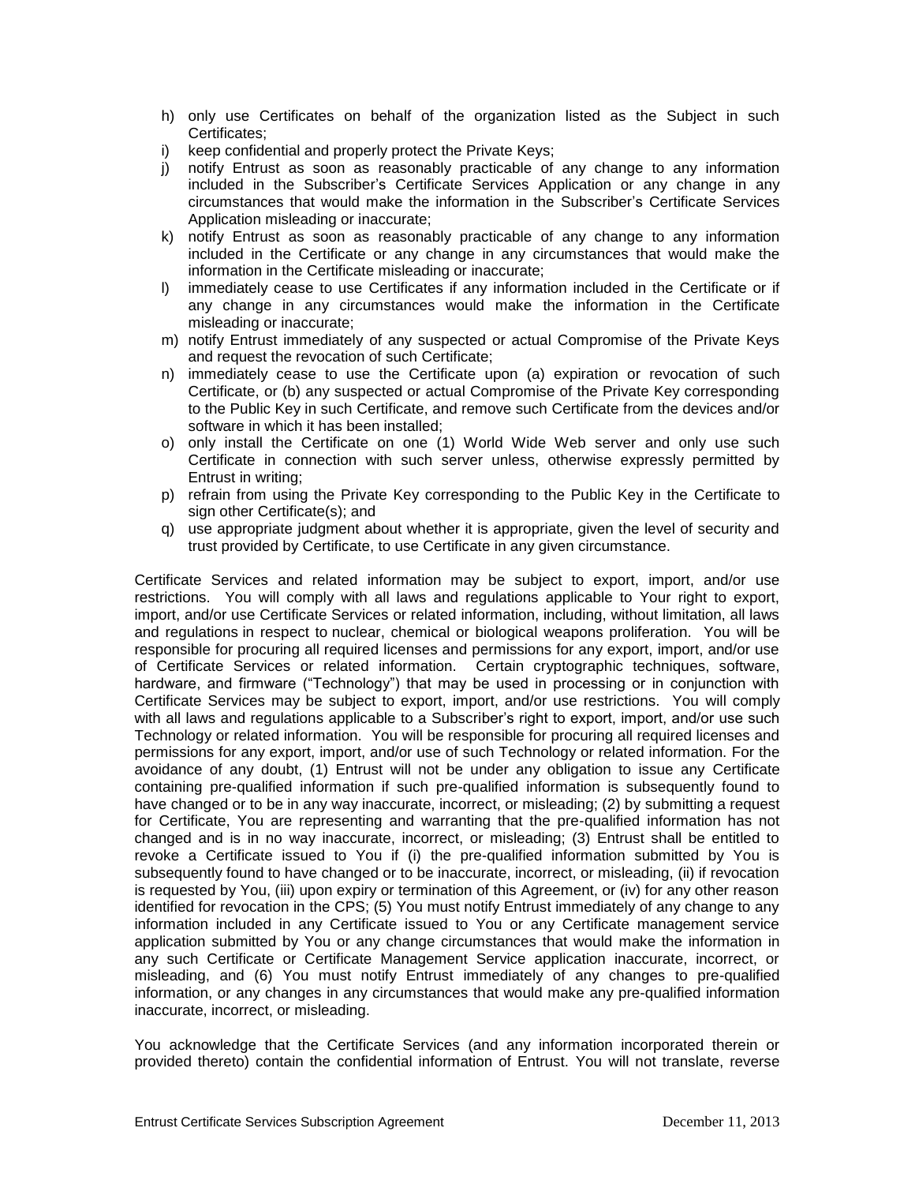h) only use Certificates on behalf of the organization listed as the Subject in such Certificates;
i) keep confidential and properly protect the Private Keys;
j) notify Entrust as soon as reasonably practicable of any change to any information included in the Subscriber's Certificate Services Application or any change in any circumstances that would make the information in the Subscriber's Certificate Services Application misleading or inaccurate;
k) notify Entrust as soon as reasonably practicable of any change to any information included in the Certificate or any change in any circumstances that would make the information in the Certificate misleading or inaccurate;
l) immediately cease to use Certificates if any information included in the Certificate or if any change in any circumstances would make the information in the Certificate misleading or inaccurate;
m) notify Entrust immediately of any suspected or actual Compromise of the Private Keys and request the revocation of such Certificate;
n) immediately cease to use the Certificate upon (a) expiration or revocation of such Certificate, or (b) any suspected or actual Compromise of the Private Key corresponding to the Public Key in such Certificate, and remove such Certificate from the devices and/or software in which it has been installed;
o) only install the Certificate on one (1) World Wide Web server and only use such Certificate in connection with such server unless, otherwise expressly permitted by Entrust in writing;
p) refrain from using the Private Key corresponding to the Public Key in the Certificate to sign other Certificate(s); and
q) use appropriate judgment about whether it is appropriate, given the level of security and trust provided by Certificate, to use Certificate in any given circumstance.

Certificate Services and related information may be subject to export, import, and/or use restrictions. You will comply with all laws and regulations applicable to Your right to export, import, and/or use Certificate Services or related information, including, without limitation, all laws and regulations in respect to nuclear, chemical or biological weapons proliferation. You will be responsible for procuring all required licenses and permissions for any export, import, and/or use of Certificate Services or related information. Certain cryptographic techniques, software, hardware, and firmware ("Technology") that may be used in processing or in conjunction with Certificate Services may be subject to export, import, and/or use restrictions. You will comply with all laws and regulations applicable to a Subscriber's right to export, import, and/or use such Technology or related information. You will be responsible for procuring all required licenses and permissions for any export, import, and/or use of such Technology or related information. For the avoidance of any doubt, (1) Entrust will not be under any obligation to issue any Certificate containing pre-qualified information if such pre-qualified information is subsequently found to have changed or to be in any way inaccurate, incorrect, or misleading; (2) by submitting a request for Certificate, You are representing and warranting that the pre-qualified information has not changed and is in no way inaccurate, incorrect, or misleading; (3) Entrust shall be entitled to revoke a Certificate issued to You if (i) the pre-qualified information submitted by You is subsequently found to have changed or to be inaccurate, incorrect, or misleading, (ii) if revocation is requested by You, (iii) upon expiry or termination of this Agreement, or (iv) for any other reason identified for revocation in the CPS; (5) You must notify Entrust immediately of any change to any information included in any Certificate issued to You or any Certificate management service application submitted by You or any change circumstances that would make the information in any such Certificate or Certificate Management Service application inaccurate, incorrect, or misleading, and (6) You must notify Entrust immediately of any changes to pre-qualified information, or any changes in any circumstances that would make any pre-qualified information inaccurate, incorrect, or misleading.

You acknowledge that the Certificate Services (and any information incorporated therein or provided thereto) contain the confidential information of Entrust. You will not translate, reverse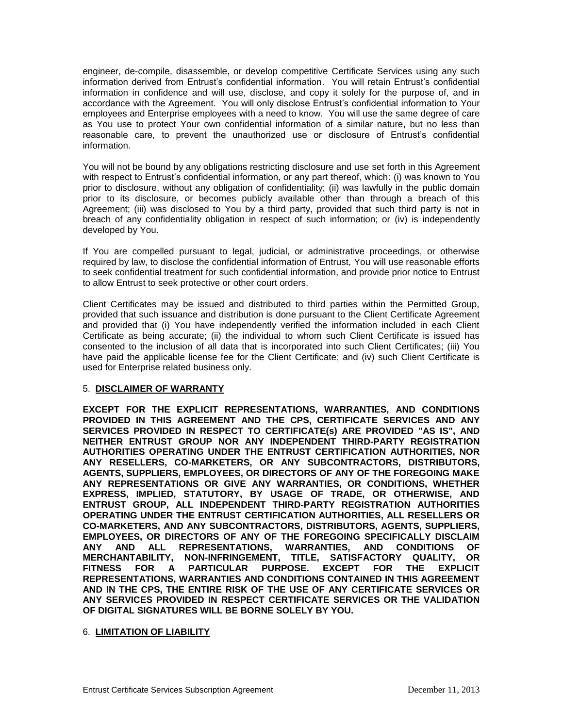engineer, de-compile, disassemble, or develop competitive Certificate Services using any such information derived from Entrust's confidential information. You will retain Entrust's confidential information in confidence and will use, disclose, and copy it solely for the purpose of, and in accordance with the Agreement. You will only disclose Entrust's confidential information to Your employees and Enterprise employees with a need to know. You will use the same degree of care as You use to protect Your own confidential information of a similar nature, but no less than reasonable care, to prevent the unauthorized use or disclosure of Entrust's confidential information.

You will not be bound by any obligations restricting disclosure and use set forth in this Agreement with respect to Entrust's confidential information, or any part thereof, which: (i) was known to You prior to disclosure, without any obligation of confidentiality; (ii) was lawfully in the public domain prior to its disclosure, or becomes publicly available other than through a breach of this Agreement; (iii) was disclosed to You by a third party, provided that such third party is not in breach of any confidentiality obligation in respect of such information; or (iv) is independently developed by You.

If You are compelled pursuant to legal, judicial, or administrative proceedings, or otherwise required by law, to disclose the confidential information of Entrust, You will use reasonable efforts to seek confidential treatment for such confidential information, and provide prior notice to Entrust to allow Entrust to seek protective or other court orders.

Client Certificates may be issued and distributed to third parties within the Permitted Group, provided that such issuance and distribution is done pursuant to the Client Certificate Agreement and provided that (i) You have independently verified the information included in each Client Certificate as being accurate; (ii) the individual to whom such Client Certificate is issued has consented to the inclusion of all data that is incorporated into such Client Certificates; (iii) You have paid the applicable license fee for the Client Certificate; and (iv) such Client Certificate is used for Enterprise related business only.

## 5. DISCLAIMER OF WARRANTY

**EXCEPT FOR THE EXPLICIT REPRESENTATIONS, WARRANTIES, AND CONDITIONS PROVIDED IN THIS AGREEMENT AND THE CPS, CERTIFICATE SERVICES AND ANY SERVICES PROVIDED IN RESPECT TO CERTIFICATE(s) ARE PROVIDED "AS IS", AND NEITHER ENTRUST GROUP NOR ANY INDEPENDENT THIRD-PARTY REGISTRATION AUTHORITIES OPERATING UNDER THE ENTRUST CERTIFICATION AUTHORITIES, NOR ANY RESELLERS, CO-MARKETERS, OR ANY SUBCONTRACTORS, DISTRIBUTORS, AGENTS, SUPPLIERS, EMPLOYEES, OR DIRECTORS OF ANY OF THE FOREGOING MAKE ANY REPRESENTATIONS OR GIVE ANY WARRANTIES, OR CONDITIONS, WHETHER EXPRESS, IMPLIED, STATUTORY, BY USAGE OF TRADE, OR OTHERWISE, AND ENTRUST GROUP, ALL INDEPENDENT THIRD-PARTY REGISTRATION AUTHORITIES OPERATING UNDER THE ENTRUST CERTIFICATION AUTHORITIES, ALL RESELLERS OR CO-MARKETERS, AND ANY SUBCONTRACTORS, DISTRIBUTORS, AGENTS, SUPPLIERS, EMPLOYEES, OR DIRECTORS OF ANY OF THE FOREGOING SPECIFICALLY DISCLAIM ANY AND ALL REPRESENTATIONS, WARRANTIES, AND CONDITIONS OF MERCHANTABILITY, NON-INFRINGEMENT, TITLE, SATISFACTORY QUALITY, OR FITNESS FOR A PARTICULAR PURPOSE. EXCEPT FOR THE EXPLICIT REPRESENTATIONS, WARRANTIES AND CONDITIONS CONTAINED IN THIS AGREEMENT AND IN THE CPS, THE ENTIRE RISK OF THE USE OF ANY CERTIFICATE SERVICES OR ANY SERVICES PROVIDED IN RESPECT CERTIFICATE SERVICES OR THE VALIDATION OF DIGITAL SIGNATURES WILL BE BORNE SOLELY BY YOU.**

## 6. LIMITATION OF LIABILITY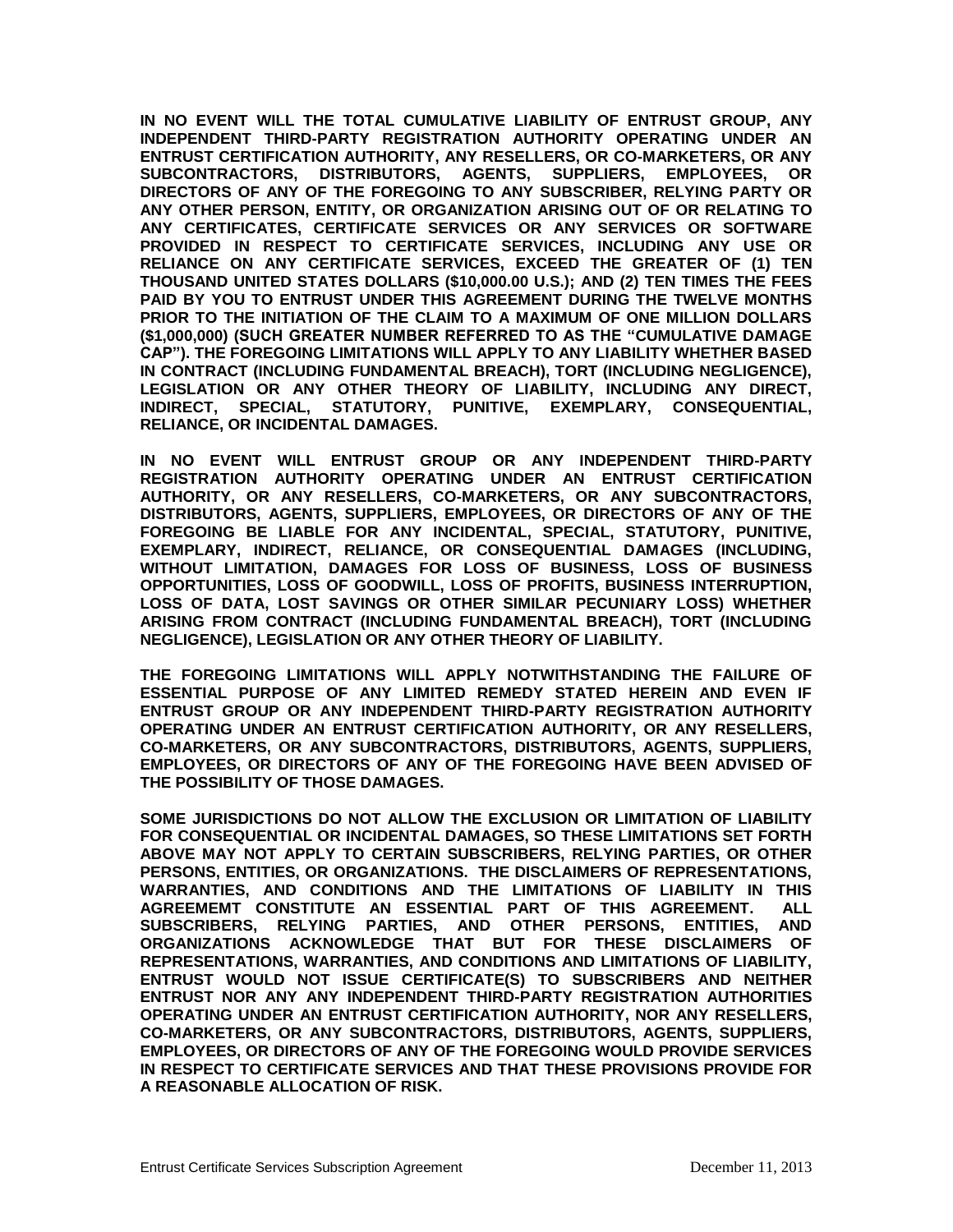**IN NO EVENT WILL THE TOTAL CUMULATIVE LIABILITY OF ENTRUST GROUP, ANY INDEPENDENT THIRD-PARTY REGISTRATION AUTHORITY OPERATING UNDER AN ENTRUST CERTIFICATION AUTHORITY, ANY RESELLERS, OR CO-MARKETERS, OR ANY SUBCONTRACTORS, DISTRIBUTORS, AGENTS, SUPPLIERS, EMPLOYEES, OR DIRECTORS OF ANY OF THE FOREGOING TO ANY SUBSCRIBER, RELYING PARTY OR ANY OTHER PERSON, ENTITY, OR ORGANIZATION ARISING OUT OF OR RELATING TO ANY CERTIFICATES, CERTIFICATE SERVICES OR ANY SERVICES OR SOFTWARE PROVIDED IN RESPECT TO CERTIFICATE SERVICES, INCLUDING ANY USE OR RELIANCE ON ANY CERTIFICATE SERVICES, EXCEED THE GREATER OF (1) TEN THOUSAND UNITED STATES DOLLARS ($10,000.00 U.S.); AND (2) TEN TIMES THE FEES PAID BY YOU TO ENTRUST UNDER THIS AGREEMENT DURING THE TWELVE MONTHS PRIOR TO THE INITIATION OF THE CLAIM TO A MAXIMUM OF ONE MILLION DOLLARS ($1,000,000) (SUCH GREATER NUMBER REFERRED TO AS THE "CUMULATIVE DAMAGE CAP"). THE FOREGOING LIMITATIONS WILL APPLY TO ANY LIABILITY WHETHER BASED IN CONTRACT (INCLUDING FUNDAMENTAL BREACH), TORT (INCLUDING NEGLIGENCE), LEGISLATION OR ANY OTHER THEORY OF LIABILITY, INCLUDING ANY DIRECT, INDIRECT, SPECIAL, STATUTORY, PUNITIVE, EXEMPLARY, CONSEQUENTIAL, RELIANCE, OR INCIDENTAL DAMAGES.**

**IN NO EVENT WILL ENTRUST GROUP OR ANY INDEPENDENT THIRD-PARTY REGISTRATION AUTHORITY OPERATING UNDER AN ENTRUST CERTIFICATION AUTHORITY, OR ANY RESELLERS, CO-MARKETERS, OR ANY SUBCONTRACTORS, DISTRIBUTORS, AGENTS, SUPPLIERS, EMPLOYEES, OR DIRECTORS OF ANY OF THE FOREGOING BE LIABLE FOR ANY INCIDENTAL, SPECIAL, STATUTORY, PUNITIVE, EXEMPLARY, INDIRECT, RELIANCE, OR CONSEQUENTIAL DAMAGES (INCLUDING, WITHOUT LIMITATION, DAMAGES FOR LOSS OF BUSINESS, LOSS OF BUSINESS OPPORTUNITIES, LOSS OF GOODWILL, LOSS OF PROFITS, BUSINESS INTERRUPTION, LOSS OF DATA, LOST SAVINGS OR OTHER SIMILAR PECUNIARY LOSS) WHETHER ARISING FROM CONTRACT (INCLUDING FUNDAMENTAL BREACH), TORT (INCLUDING NEGLIGENCE), LEGISLATION OR ANY OTHER THEORY OF LIABILITY.**

**THE FOREGOING LIMITATIONS WILL APPLY NOTWITHSTANDING THE FAILURE OF ESSENTIAL PURPOSE OF ANY LIMITED REMEDY STATED HEREIN AND EVEN IF ENTRUST GROUP OR ANY INDEPENDENT THIRD-PARTY REGISTRATION AUTHORITY OPERATING UNDER AN ENTRUST CERTIFICATION AUTHORITY, OR ANY RESELLERS, CO-MARKETERS, OR ANY SUBCONTRACTORS, DISTRIBUTORS, AGENTS, SUPPLIERS, EMPLOYEES, OR DIRECTORS OF ANY OF THE FOREGOING HAVE BEEN ADVISED OF THE POSSIBILITY OF THOSE DAMAGES.**

**SOME JURISDICTIONS DO NOT ALLOW THE EXCLUSION OR LIMITATION OF LIABILITY FOR CONSEQUENTIAL OR INCIDENTAL DAMAGES, SO THESE LIMITATIONS SET FORTH ABOVE MAY NOT APPLY TO CERTAIN SUBSCRIBERS, RELYING PARTIES, OR OTHER PERSONS, ENTITIES, OR ORGANIZATIONS. THE DISCLAIMERS OF REPRESENTATIONS, WARRANTIES, AND CONDITIONS AND THE LIMITATIONS OF LIABILITY IN THIS AGREEMEMT CONSTITUTE AN ESSENTIAL PART OF THIS AGREEMENT. ALL SUBSCRIBERS, RELYING PARTIES, AND OTHER PERSONS, ENTITIES, AND ORGANIZATIONS ACKNOWLEDGE THAT BUT FOR THESE DISCLAIMERS OF REPRESENTATIONS, WARRANTIES, AND CONDITIONS AND LIMITATIONS OF LIABILITY, ENTRUST WOULD NOT ISSUE CERTIFICATE(S) TO SUBSCRIBERS AND NEITHER ENTRUST NOR ANY ANY INDEPENDENT THIRD-PARTY REGISTRATION AUTHORITIES OPERATING UNDER AN ENTRUST CERTIFICATION AUTHORITY, NOR ANY RESELLERS, CO-MARKETERS, OR ANY SUBCONTRACTORS, DISTRIBUTORS, AGENTS, SUPPLIERS, EMPLOYEES, OR DIRECTORS OF ANY OF THE FOREGOING WOULD PROVIDE SERVICES IN RESPECT TO CERTIFICATE SERVICES AND THAT THESE PROVISIONS PROVIDE FOR A REASONABLE ALLOCATION OF RISK.**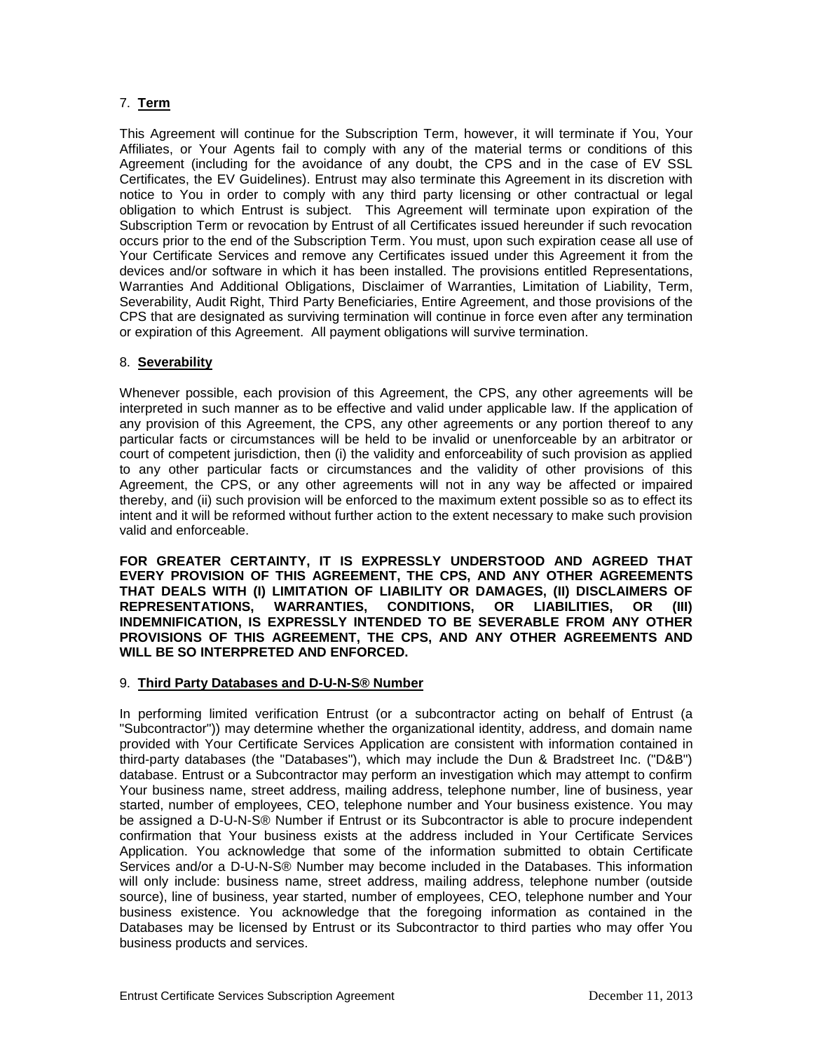## 7. **Term**

This Agreement will continue for the Subscription Term, however, it will terminate if You, Your Affiliates, or Your Agents fail to comply with any of the material terms or conditions of this Agreement (including for the avoidance of any doubt, the CPS and in the case of EV SSL Certificates, the EV Guidelines). Entrust may also terminate this Agreement in its discretion with notice to You in order to comply with any third party licensing or other contractual or legal obligation to which Entrust is subject. This Agreement will terminate upon expiration of the Subscription Term or revocation by Entrust of all Certificates issued hereunder if such revocation occurs prior to the end of the Subscription Term. You must, upon such expiration cease all use of Your Certificate Services and remove any Certificates issued under this Agreement it from the devices and/or software in which it has been installed. The provisions entitled Representations, Warranties And Additional Obligations, Disclaimer of Warranties, Limitation of Liability, Term, Severability, Audit Right, Third Party Beneficiaries, Entire Agreement, and those provisions of the CPS that are designated as surviving termination will continue in force even after any termination or expiration of this Agreement. All payment obligations will survive termination.

## 8. **Severability**

Whenever possible, each provision of this Agreement, the CPS, any other agreements will be interpreted in such manner as to be effective and valid under applicable law. If the application of any provision of this Agreement, the CPS, any other agreements or any portion thereof to any particular facts or circumstances will be held to be invalid or unenforceable by an arbitrator or court of competent jurisdiction, then (i) the validity and enforceability of such provision as applied to any other particular facts or circumstances and the validity of other provisions of this Agreement, the CPS, or any other agreements will not in any way be affected or impaired thereby, and (ii) such provision will be enforced to the maximum extent possible so as to effect its intent and it will be reformed without further action to the extent necessary to make such provision valid and enforceable.

**FOR GREATER CERTAINTY, IT IS EXPRESSLY UNDERSTOOD AND AGREED THAT EVERY PROVISION OF THIS AGREEMENT, THE CPS, AND ANY OTHER AGREEMENTS THAT DEALS WITH (I) LIMITATION OF LIABILITY OR DAMAGES, (II) DISCLAIMERS OF REPRESENTATIONS, WARRANTIES, CONDITIONS, OR LIABILITIES, OR (III) INDEMNIFICATION, IS EXPRESSLY INTENDED TO BE SEVERABLE FROM ANY OTHER PROVISIONS OF THIS AGREEMENT, THE CPS, AND ANY OTHER AGREEMENTS AND WILL BE SO INTERPRETED AND ENFORCED.**

## 9. **Third Party Databases and D-U-N-S® Number**

In performing limited verification Entrust (or a subcontractor acting on behalf of Entrust (a "Subcontractor")) may determine whether the organizational identity, address, and domain name provided with Your Certificate Services Application are consistent with information contained in third-party databases (the "Databases"), which may include the Dun & Bradstreet Inc. ("D&B") database. Entrust or a Subcontractor may perform an investigation which may attempt to confirm Your business name, street address, mailing address, telephone number, line of business, year started, number of employees, CEO, telephone number and Your business existence. You may be assigned a D-U-N-S® Number if Entrust or its Subcontractor is able to procure independent confirmation that Your business exists at the address included in Your Certificate Services Application. You acknowledge that some of the information submitted to obtain Certificate Services and/or a D-U-N-S® Number may become included in the Databases. This information will only include: business name, street address, mailing address, telephone number (outside source), line of business, year started, number of employees, CEO, telephone number and Your business existence. You acknowledge that the foregoing information as contained in the Databases may be licensed by Entrust or its Subcontractor to third parties who may offer You business products and services.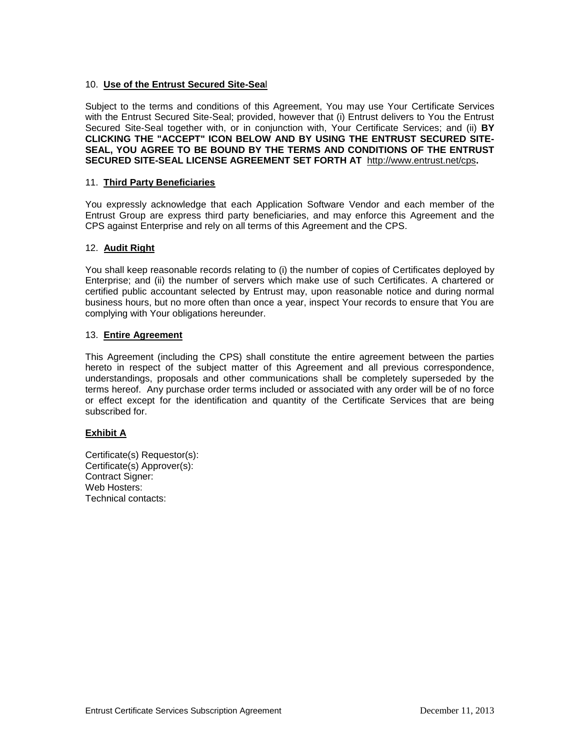10. **Use of the Entrust Secured Site-Seal**

Subject to the terms and conditions of this Agreement, You may use Your Certificate Services with the Entrust Secured Site-Seal; provided, however that (i) Entrust delivers to You the Entrust Secured Site-Seal together with, or in conjunction with, Your Certificate Services; and (ii) **BY CLICKING THE "ACCEPT" ICON BELOW AND BY USING THE ENTRUST SECURED SITE-SEAL, YOU AGREE TO BE BOUND BY THE TERMS AND CONDITIONS OF THE ENTRUST SECURED SITE-SEAL LICENSE AGREEMENT SET FORTH AT** http://www.entrust.net/cps**.**

11. **Third Party Beneficiaries**

You expressly acknowledge that each Application Software Vendor and each member of the Entrust Group are express third party beneficiaries, and may enforce this Agreement and the CPS against Enterprise and rely on all terms of this Agreement and the CPS.

12. **Audit Right**

You shall keep reasonable records relating to (i) the number of copies of Certificates deployed by Enterprise; and (ii) the number of servers which make use of such Certificates. A chartered or certified public accountant selected by Entrust may, upon reasonable notice and during normal business hours, but no more often than once a year, inspect Your records to ensure that You are complying with Your obligations hereunder.

13. **Entire Agreement**

This Agreement (including the CPS) shall constitute the entire agreement between the parties hereto in respect of the subject matter of this Agreement and all previous correspondence, understandings, proposals and other communications shall be completely superseded by the terms hereof. Any purchase order terms included or associated with any order will be of no force or effect except for the identification and quantity of the Certificate Services that are being subscribed for.

**Exhibit A**

Certificate(s) Requestor(s):
Certificate(s) Approver(s):
Contract Signer:
Web Hosters:
Technical contacts: